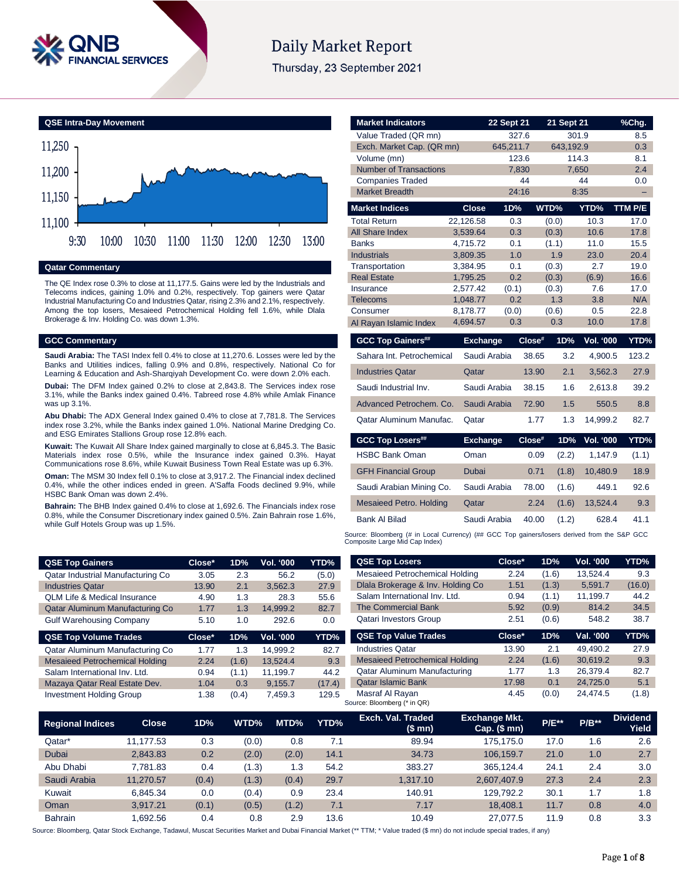# Daily Market Report

Thursday, 23 September 2021

## QSE Intra-Day Movement

## Qatar Commentary

The QE Index rose 0.3% to close at 11,177.5. Gains were led by the Industrials and Telecoms indices, gaining 1.0% and 0.2%, respectively. Top gainers were Qatar Industrial Manufacturing Co and Industries Qatar, rising 2.3% and 2.1%, respectively. Among the top losers, Mesaieed Petrochemical Holding fell 1.6%, while Dlala Brokerage & Inv. Holding Co. was down 1.3%.

## GCC Commentary

**Saudi Arabia:** The TASI Index fell 0.4% to close at 11,270.6. Losses were led by the Banks and Utilities indices, falling 0.9% and 0.8%, respectively. National Co for Learning & Education and Ash-Sharqiyah Development Co. were down 2.0% each.

**Dubai:** The DFM Index gained 0.2% to close at 2,843.8. The Services index rose 3.1%, while the Banks index gained 0.4%. Tabreed rose 4.8% while Amlak Finance was up 3.1%.

**Abu Dhabi:** The ADX General Index gained 0.4% to close at 7,781.8. The Services index rose 3.2%, while the Banks index gained 1.0%. National Marine Dredging Co. and ESG Emirates Stallions Group rose 12.8% each.

**Kuwait:** The Kuwait All Share Index gained marginally to close at 6,845.3. The Basic Materials index rose 0.5%, while the Insurance index gained 0.3%. Hayat Communications rose 8.6%, while Kuwait Business Town Real Estate was up 6.3%.

**Oman:** The MSM 30 Index fell 0.1% to close at 3,917.2. The Financial index declined 0.4%, while the other indices ended in green. A'Saffa Foods declined 9.9%, while HSBC Bank Oman was down 2.4%.

**Bahrain:** The BHB Index gained 0.4% to close at 1,692.6. The Financials index rose 0.8%, while the Consumer Discretionary index gained 0.5%. Zain Bahrain rose 1.6%, while Gulf Hotels Group was up 1.5%.

| Market Indicators | 22 Sept 21 | 21 Sept 21 | %Chg. |
|---|---|---|---|
| Value Traded (QR mn) | 327.6 | 301.9 | 8.5 |
| Exch. Market Cap. (QR mn) | 645,211.7 | 643,192.9 | 0.3 |
| Volume (mn) | 123.6 | 114.3 | 8.1 |
| Number of Transactions | 7,830 | 7,650 | 2.4 |
| Companies Traded | 44 | 44 | 0.0 |
| Market Breadth | 24:16 | 8:35 | – |

| Market Indices | Close | 1D% | WTD% | YTD% | TTM P/E |
|---|---|---|---|---|---|
| Total Return | 22,126.58 | 0.3 | (0.0) | 10.3 | 17.0 |
| All Share Index | 3,539.64 | 0.3 | (0.3) | 10.6 | 17.8 |
| Banks | 4,715.72 | 0.1 | (1.1) | 11.0 | 15.5 |
| Industrials | 3,809.35 | 1.0 | 1.9 | 23.0 | 20.4 |
| Transportation | 3,384.95 | 0.1 | (0.3) | 2.7 | 19.0 |
| Real Estate | 1,795.25 | 0.2 | (0.3) | (6.9) | 16.6 |
| Insurance | 2,577.42 | (0.1) | (0.3) | 7.6 | 17.0 |
| Telecoms | 1,048.77 | 0.2 | 1.3 | 3.8 | N/A |
| Consumer | 8,178.77 | (0.0) | (0.6) | 0.5 | 22.8 |
| Al Rayan Islamic Index | 4,694.57 | 0.3 | 0.3 | 10.0 | 17.8 |

| GCC Top Gainers## | Exchange | Close# | 1D% | Vol. '000 | YTD% |
|---|---|---|---|---|---|
| Sahara Int. Petrochemical | Saudi Arabia | 38.65 | 3.2 | 4,900.5 | 123.2 |
| Industries Qatar | Qatar | 13.90 | 2.1 | 3,562.3 | 27.9 |
| Saudi Industrial Inv. | Saudi Arabia | 38.15 | 1.6 | 2,613.8 | 39.2 |
| Advanced Petrochem. Co. | Saudi Arabia | 72.90 | 1.5 | 550.5 | 8.8 |
| Qatar Aluminum Manufac. | Qatar | 1.77 | 1.3 | 14,999.2 | 82.7 |

| GCC Top Losers## | Exchange | Close# | 1D% | Vol. '000 | YTD% |
|---|---|---|---|---|---|
| HSBC Bank Oman | Oman | 0.09 | (2.2) | 1,147.9 | (1.1) |
| GFH Financial Group | Dubai | 0.71 | (1.8) | 10,480.9 | 18.9 |
| Saudi Arabian Mining Co. | Saudi Arabia | 78.00 | (1.6) | 449.1 | 92.6 |
| Mesaieed Petro. Holding | Qatar | 2.24 | (1.6) | 13,524.4 | 9.3 |
| Bank Al Bilad | Saudi Arabia | 40.00 | (1.2) | 628.4 | 41.1 |

Source: Bloomberg (# in Local Currency) (## GCC Top gainers/losers derived from the S&P GCC Composite Large Mid Cap Index)

| QSE Top Gainers | Close* | 1D% | Vol. '000 | YTD% |
|---|---|---|---|---|
| Qatar Industrial Manufacturing Co | 3.05 | 2.3 | 56.2 | (5.0) |
| Industries Qatar | 13.90 | 2.1 | 3,562.3 | 27.9 |
| QLM Life & Medical Insurance | 4.90 | 1.3 | 28.3 | 55.6 |
| Qatar Aluminum Manufacturing Co | 1.77 | 1.3 | 14,999.2 | 82.7 |
| Gulf Warehousing Company | 5.10 | 1.0 | 292.6 | 0.0 |

| QSE Top Volume Trades | Close* | 1D% | Vol. '000 | YTD% |
|---|---|---|---|---|
| Qatar Aluminum Manufacturing Co | 1.77 | 1.3 | 14,999.2 | 82.7 |
| Mesaieed Petrochemical Holding | 2.24 | (1.6) | 13,524.4 | 9.3 |
| Salam International Inv. Ltd. | 0.94 | (1.1) | 11,199.7 | 44.2 |
| Mazaya Qatar Real Estate Dev. | 1.04 | 0.3 | 9,155.7 | (17.4) |
| Investment Holding Group | 1.38 | (0.4) | 7,459.3 | 129.5 |

| QSE Top Losers | Close* | 1D% | Vol. '000 | YTD% |
|---|---|---|---|---|
| Mesaieed Petrochemical Holding | 2.24 | (1.6) | 13,524.4 | 9.3 |
| Dlala Brokerage & Inv. Holding Co | 1.51 | (1.3) | 5,591.7 | (16.0) |
| Salam International Inv. Ltd. | 0.94 | (1.1) | 11,199.7 | 44.2 |
| The Commercial Bank | 5.92 | (0.9) | 814.2 | 34.5 |
| Qatari Investors Group | 2.51 | (0.6) | 548.2 | 38.7 |

| QSE Top Value Trades | Close* | 1D% | Val. '000 | YTD% |
|---|---|---|---|---|
| Industries Qatar | 13.90 | 2.1 | 49,490.2 | 27.9 |
| Mesaieed Petrochemical Holding | 2.24 | (1.6) | 30,619.2 | 9.3 |
| Qatar Aluminum Manufacturing | 1.77 | 1.3 | 26,379.4 | 82.7 |
| Qatar Islamic Bank | 17.98 | 0.1 | 24,725.0 | 5.1 |
| Masraf Al Rayan | 4.45 | (0.0) | 24,474.5 | (1.8) |

Source: Bloomberg (* in QR)

| Regional Indices | Close | 1D% | WTD% | MTD% | YTD% | Exch. Val. Traded ($ mn) | Exchange Mkt. Cap. ($ mn) | P/E** | P/B** | Dividend Yield |
|---|---|---|---|---|---|---|---|---|---|---|
| Qatar* | 11,177.53 | 0.3 | (0.0) | 0.8 | 7.1 | 89.94 | 175,175.0 | 17.0 | 1.6 | 2.6 |
| Dubai | 2,843.83 | 0.2 | (2.0) | (2.0) | 14.1 | 34.73 | 106,159.7 | 21.0 | 1.0 | 2.7 |
| Abu Dhabi | 7,781.83 | 0.4 | (1.3) | 1.3 | 54.2 | 383.27 | 365,124.4 | 24.1 | 2.4 | 3.0 |
| Saudi Arabia | 11,270.57 | (0.4) | (1.3) | (0.4) | 29.7 | 1,317.10 | 2,607,407.9 | 27.3 | 2.4 | 2.3 |
| Kuwait | 6,845.34 | 0.0 | (0.4) | 0.9 | 23.4 | 140.91 | 129,792.2 | 30.1 | 1.7 | 1.8 |
| Oman | 3,917.21 | (0.1) | (0.5) | (1.2) | 7.1 | 7.17 | 18,408.1 | 11.7 | 0.8 | 4.0 |
| Bahrain | 1,692.56 | 0.4 | 0.8 | 2.9 | 13.6 | 10.49 | 27,077.5 | 11.9 | 0.8 | 3.3 |

Source: Bloomberg, Qatar Stock Exchange, Tadawul, Muscat Securities Market and Dubai Financial Market (** TTM; * Value traded ($ mn) do not include special trades, if any)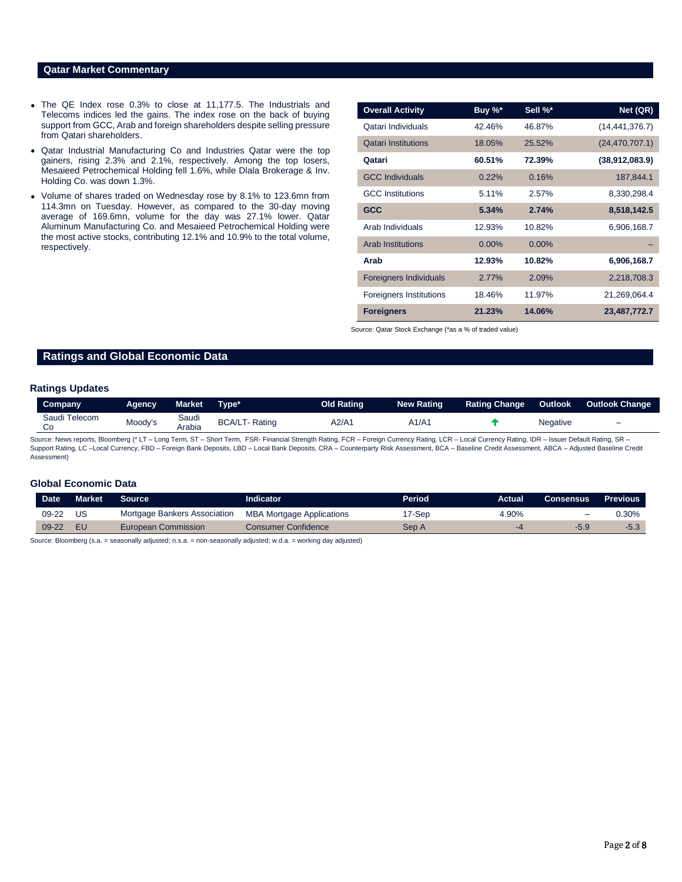## Qatar Market Commentary

- The QE Index rose 0.3% to close at 11,177.5. The Industrials and Telecoms indices led the gains. The index rose on the back of buying support from GCC, Arab and foreign shareholders despite selling pressure from Qatari shareholders.
- Qatar Industrial Manufacturing Co and Industries Qatar were the top gainers, rising 2.3% and 2.1%, respectively. Among the top losers, Mesaieed Petrochemical Holding fell 1.6%, while Dlala Brokerage & Inv. Holding Co. was down 1.3%.
- Volume of shares traded on Wednesday rose by 8.1% to 123.6mn from 114.3mn on Tuesday. However, as compared to the 30-day moving average of 169.6mn, volume for the day was 27.1% lower. Qatar Aluminum Manufacturing Co. and Mesaieed Petrochemical Holding were the most active stocks, contributing 12.1% and 10.9% to the total volume, respectively.

| Overall Activity | Buy %* | Sell %* | Net (QR) |
|---|---|---|---|
| Qatari Individuals | 42.46% | 46.87% | (14,441,376.7) |
| Qatari Institutions | 18.05% | 25.52% | (24,470,707.1) |
| **Qatari** | **60.51%** | **72.39%** | **(38,912,083.9)** |
| GCC Individuals | 0.22% | 0.16% | 187,844.1 |
| GCC Institutions | 5.11% | 2.57% | 8,330,298.4 |
| **GCC** | **5.34%** | **2.74%** | **8,518,142.5** |
| Arab Individuals | 12.93% | 10.82% | 6,906,168.7 |
| Arab Institutions | 0.00% | 0.00% | – |
| **Arab** | **12.93%** | **10.82%** | **6,906,168.7** |
| Foreigners Individuals | 2.77% | 2.09% | 2,218,708.3 |
| Foreigners Institutions | 18.46% | 11.97% | 21,269,064.4 |
| **Foreigners** | **21.23%** | **14.06%** | **23,487,772.7** |

Source: Qatar Stock Exchange (*as a % of traded value)

## Ratings and Global Economic Data

### Ratings Updates

| Company | Agency | Market | Type* | Old Rating | New Rating | Rating Change | Outlook | Outlook Change |
|---|---|---|---|---|---|---|---|---|
| Saudi Telecom Co | Moody's | Saudi Arabia | BCA/LT- Rating | A2/A1 | A1/A1 | ↑ | Negative | – |

Source: News reports, Bloomberg (* LT – Long Term, ST – Short Term, FSR- Financial Strength Rating, FCR – Foreign Currency Rating, LCR – Local Currency Rating, IDR – Issuer Default Rating, SR – Support Rating, LC –Local Currency, FBD – Foreign Bank Deposits, LBD – Local Bank Deposits, CRA – Counterparty Risk Assessment, BCA – Baseline Credit Assessment, ABCA – Adjusted Baseline Credit Assessment)

### Global Economic Data

| Date | Market | Source | Indicator | Period | Actual | Consensus | Previous |
|---|---|---|---|---|---|---|---|
| 09-22 | US | Mortgage Bankers Association | MBA Mortgage Applications | 17-Sep | 4.90% | – | 0.30% |
| 09-22 | EU | European Commission | Consumer Confidence | Sep A | -4 | -5.9 | -5.3 |

Source: Bloomberg (s.a. = seasonally adjusted; n.s.a. = non-seasonally adjusted; w.d.a. = working day adjusted)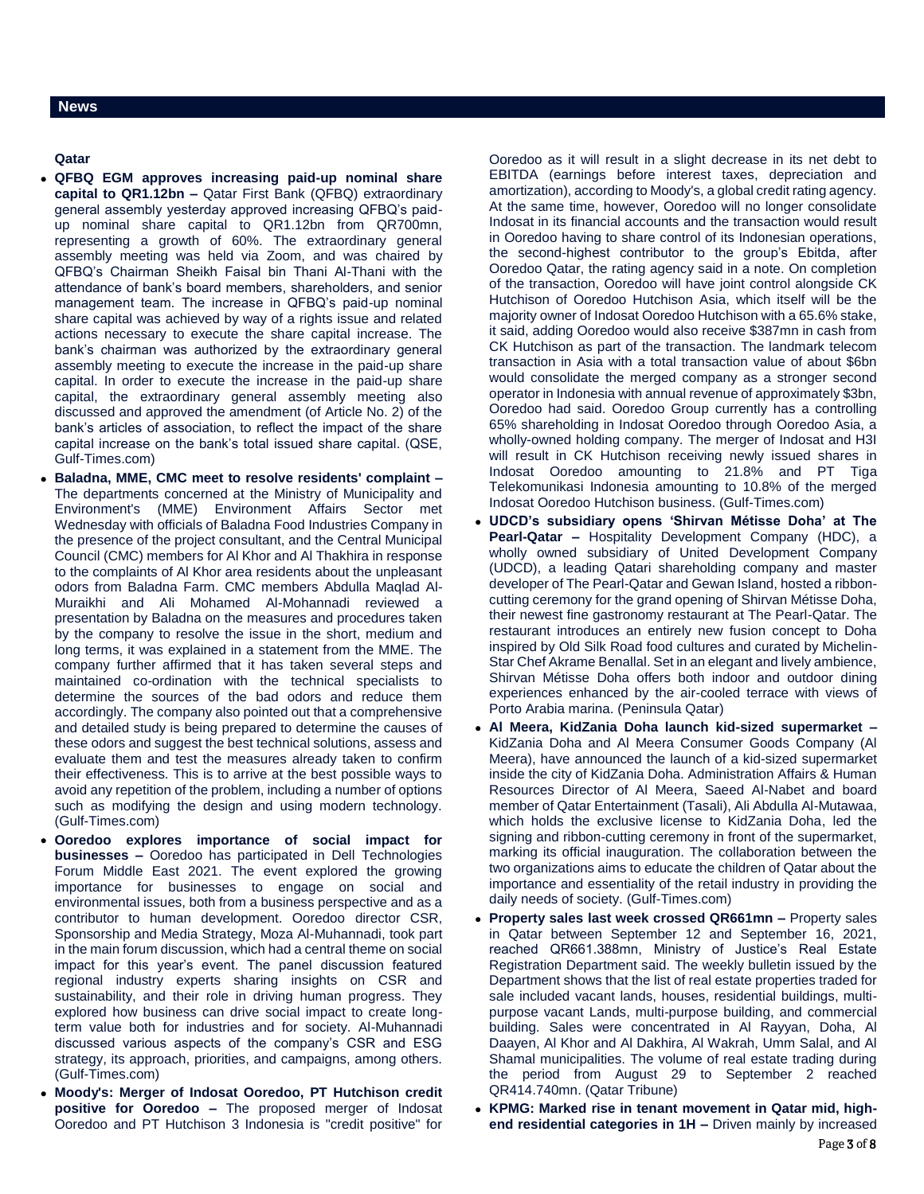## News

### Qatar

- **QFBQ EGM approves increasing paid-up nominal share capital to QR1.12bn –** Qatar First Bank (QFBQ) extraordinary general assembly yesterday approved increasing QFBQ's paid-up nominal share capital to QR1.12bn from QR700mn, representing a growth of 60%. The extraordinary general assembly meeting was held via Zoom, and was chaired by QFBQ's Chairman Sheikh Faisal bin Thani Al-Thani with the attendance of bank's board members, shareholders, and senior management team. The increase in QFBQ's paid-up nominal share capital was achieved by way of a rights issue and related actions necessary to execute the share capital increase. The bank's chairman was authorized by the extraordinary general assembly meeting to execute the increase in the paid-up share capital. In order to execute the increase in the paid-up share capital, the extraordinary general assembly meeting also discussed and approved the amendment (of Article No. 2) of the bank's articles of association, to reflect the impact of the share capital increase on the bank's total issued share capital. (QSE, Gulf-Times.com)
- **Baladna, MME, CMC meet to resolve residents' complaint –** The departments concerned at the Ministry of Municipality and Environment's (MME) Environment Affairs Sector met Wednesday with officials of Baladna Food Industries Company in the presence of the project consultant, and the Central Municipal Council (CMC) members for Al Khor and Al Thakhira in response to the complaints of Al Khor area residents about the unpleasant odors from Baladna Farm. CMC members Abdulla Maqlad Al-Muraikhi and Ali Mohamed Al-Mohannadi reviewed a presentation by Baladna on the measures and procedures taken by the company to resolve the issue in the short, medium and long terms, it was explained in a statement from the MME. The company further affirmed that it has taken several steps and maintained co-ordination with the technical specialists to determine the sources of the bad odors and reduce them accordingly. The company also pointed out that a comprehensive and detailed study is being prepared to determine the causes of these odors and suggest the best technical solutions, assess and evaluate them and test the measures already taken to confirm their effectiveness. This is to arrive at the best possible ways to avoid any repetition of the problem, including a number of options such as modifying the design and using modern technology. (Gulf-Times.com)
- **Ooredoo explores importance of social impact for businesses –** Ooredoo has participated in Dell Technologies Forum Middle East 2021. The event explored the growing importance for businesses to engage on social and environmental issues, both from a business perspective and as a contributor to human development. Ooredoo director CSR, Sponsorship and Media Strategy, Moza Al-Muhannadi, took part in the main forum discussion, which had a central theme on social impact for this year's event. The panel discussion featured regional industry experts sharing insights on CSR and sustainability, and their role in driving human progress. They explored how business can drive social impact to create long-term value both for industries and for society. Al-Muhannadi discussed various aspects of the company's CSR and ESG strategy, its approach, priorities, and campaigns, among others. (Gulf-Times.com)
- **Moody's: Merger of Indosat Ooredoo, PT Hutchison credit positive for Ooredoo –** The proposed merger of Indosat Ooredoo and PT Hutchison 3 Indonesia is "credit positive" for Ooredoo as it will result in a slight decrease in its net debt to EBITDA (earnings before interest taxes, depreciation and amortization), according to Moody's, a global credit rating agency. At the same time, however, Ooredoo will no longer consolidate Indosat in its financial accounts and the transaction would result in Ooredoo having to share control of its Indonesian operations, the second-highest contributor to the group's Ebitda, after Ooredoo Qatar, the rating agency said in a note. On completion of the transaction, Ooredoo will have joint control alongside CK Hutchison of Ooredoo Hutchison Asia, which itself will be the majority owner of Indosat Ooredoo Hutchison with a 65.6% stake, it said, adding Ooredoo would also receive $387mn in cash from CK Hutchison as part of the transaction. The landmark telecom transaction in Asia with a total transaction value of about $6bn would consolidate the merged company as a stronger second operator in Indonesia with annual revenue of approximately $3bn, Ooredoo had said. Ooredoo Group currently has a controlling 65% shareholding in Indosat Ooredoo through Ooredoo Asia, a wholly-owned holding company. The merger of Indosat and H3I will result in CK Hutchison receiving newly issued shares in Indosat Ooredoo amounting to 21.8% and PT Tiga Telekomunikasi Indonesia amounting to 10.8% of the merged Indosat Ooredoo Hutchison business. (Gulf-Times.com)
- **UDCD's subsidiary opens 'Shirvan Métisse Doha' at The Pearl-Qatar –** Hospitality Development Company (HDC), a wholly owned subsidiary of United Development Company (UDCD), a leading Qatari shareholding company and master developer of The Pearl-Qatar and Gewan Island, hosted a ribbon-cutting ceremony for the grand opening of Shirvan Métisse Doha, their newest fine gastronomy restaurant at The Pearl-Qatar. The restaurant introduces an entirely new fusion concept to Doha inspired by Old Silk Road food cultures and curated by Michelin-Star Chef Akrame Benallal. Set in an elegant and lively ambience, Shirvan Métisse Doha offers both indoor and outdoor dining experiences enhanced by the air-cooled terrace with views of Porto Arabia marina. (Peninsula Qatar)
- **Al Meera, KidZania Doha launch kid-sized supermarket –** KidZania Doha and Al Meera Consumer Goods Company (Al Meera), have announced the launch of a kid-sized supermarket inside the city of KidZania Doha. Administration Affairs & Human Resources Director of Al Meera, Saeed Al-Nabet and board member of Qatar Entertainment (Tasali), Ali Abdulla Al-Mutawaa, which holds the exclusive license to KidZania Doha, led the signing and ribbon-cutting ceremony in front of the supermarket, marking its official inauguration. The collaboration between the two organizations aims to educate the children of Qatar about the importance and essentiality of the retail industry in providing the daily needs of society. (Gulf-Times.com)
- **Property sales last week crossed QR661mn –** Property sales in Qatar between September 12 and September 16, 2021, reached QR661.388mn, Ministry of Justice's Real Estate Registration Department said. The weekly bulletin issued by the Department shows that the list of real estate properties traded for sale included vacant lands, houses, residential buildings, multi-purpose vacant Lands, multi-purpose building, and commercial building. Sales were concentrated in Al Rayyan, Doha, Al Daayen, Al Khor and Al Dakhira, Al Wakrah, Umm Salal, and Al Shamal municipalities. The volume of real estate trading during the period from August 29 to September 2 reached QR414.740mn. (Qatar Tribune)
- **KPMG: Marked rise in tenant movement in Qatar mid, high-end residential categories in 1H –** Driven mainly by increased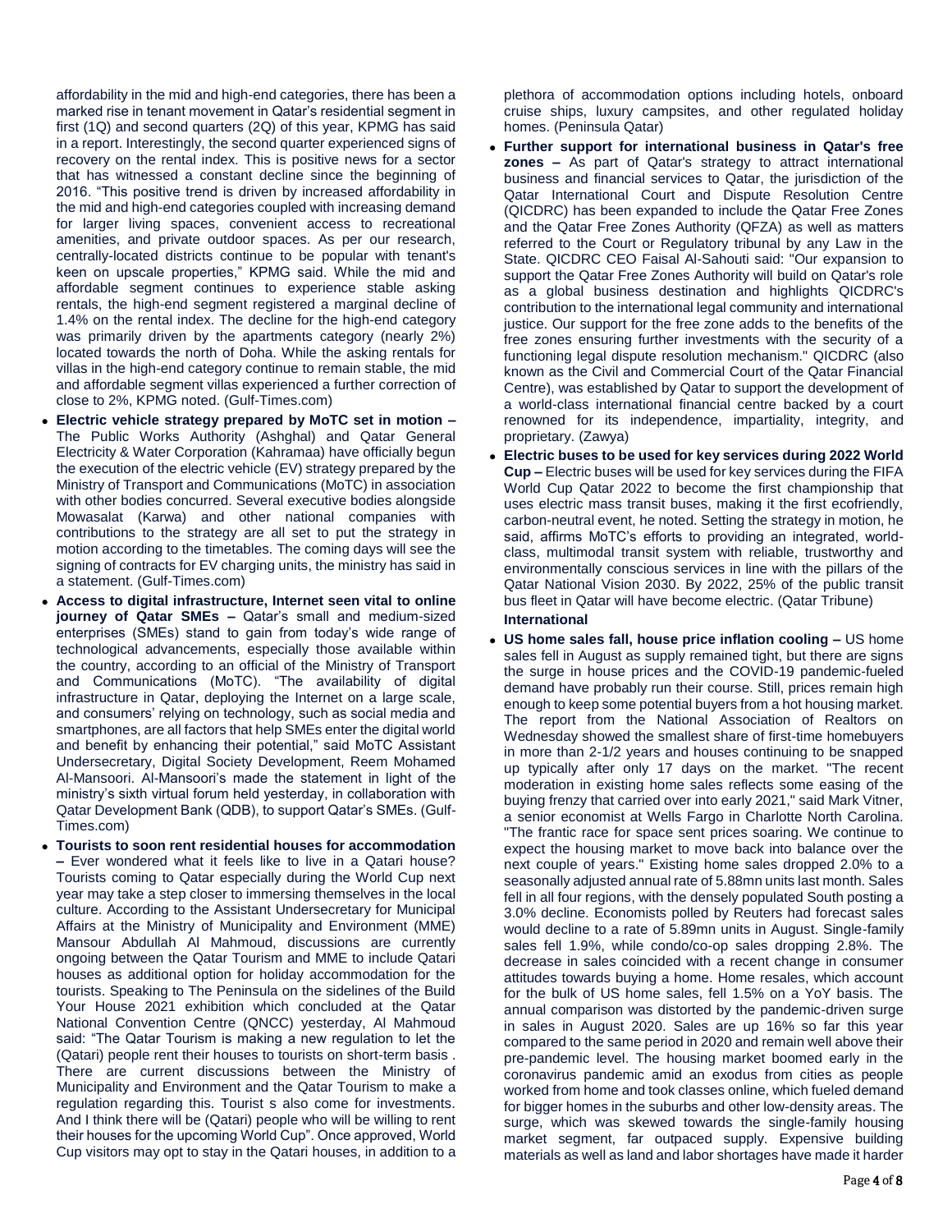affordability in the mid and high-end categories, there has been a marked rise in tenant movement in Qatar's residential segment in first (1Q) and second quarters (2Q) of this year, KPMG has said in a report. Interestingly, the second quarter experienced signs of recovery on the rental index. This is positive news for a sector that has witnessed a constant decline since the beginning of 2016. "This positive trend is driven by increased affordability in the mid and high-end categories coupled with increasing demand for larger living spaces, convenient access to recreational amenities, and private outdoor spaces. As per our research, centrally-located districts continue to be popular with tenant's keen on upscale properties," KPMG said. While the mid and affordable segment continues to experience stable asking rentals, the high-end segment registered a marginal decline of 1.4% on the rental index. The decline for the high-end category was primarily driven by the apartments category (nearly 2%) located towards the north of Doha. While the asking rentals for villas in the high-end category continue to remain stable, the mid and affordable segment villas experienced a further correction of close to 2%, KPMG noted. (Gulf-Times.com)

- **Electric vehicle strategy prepared by MoTC set in motion –** The Public Works Authority (Ashghal) and Qatar General Electricity & Water Corporation (Kahramaa) have officially begun the execution of the electric vehicle (EV) strategy prepared by the Ministry of Transport and Communications (MoTC) in association with other bodies concurred. Several executive bodies alongside Mowasalat (Karwa) and other national companies with contributions to the strategy are all set to put the strategy in motion according to the timetables. The coming days will see the signing of contracts for EV charging units, the ministry has said in a statement. (Gulf-Times.com)
- **Access to digital infrastructure, Internet seen vital to online journey of Qatar SMEs –** Qatar's small and medium-sized enterprises (SMEs) stand to gain from today's wide range of technological advancements, especially those available within the country, according to an official of the Ministry of Transport and Communications (MoTC). "The availability of digital infrastructure in Qatar, deploying the Internet on a large scale, and consumers' relying on technology, such as social media and smartphones, are all factors that help SMEs enter the digital world and benefit by enhancing their potential," said MoTC Assistant Undersecretary, Digital Society Development, Reem Mohamed Al-Mansoori. Al-Mansoori's made the statement in light of the ministry's sixth virtual forum held yesterday, in collaboration with Qatar Development Bank (QDB), to support Qatar's SMEs. (Gulf-Times.com)
- **Tourists to soon rent residential houses for accommodation –** Ever wondered what it feels like to live in a Qatari house? Tourists coming to Qatar especially during the World Cup next year may take a step closer to immersing themselves in the local culture. According to the Assistant Undersecretary for Municipal Affairs at the Ministry of Municipality and Environment (MME) Mansour Abdullah Al Mahmoud, discussions are currently ongoing between the Qatar Tourism and MME to include Qatari houses as additional option for holiday accommodation for the tourists. Speaking to The Peninsula on the sidelines of the Build Your House 2021 exhibition which concluded at the Qatar National Convention Centre (QNCC) yesterday, Al Mahmoud said: "The Qatar Tourism is making a new regulation to let the (Qatari) people rent their houses to tourists on short-term basis . There are current discussions between the Ministry of Municipality and Environment and the Qatar Tourism to make a regulation regarding this. Tourist s also come for investments. And I think there will be (Qatari) people who will be willing to rent their houses for the upcoming World Cup". Once approved, World Cup visitors may opt to stay in the Qatari houses, in addition to a plethora of accommodation options including hotels, onboard cruise ships, luxury campsites, and other regulated holiday homes. (Peninsula Qatar)
- **Further support for international business in Qatar's free zones –** As part of Qatar's strategy to attract international business and financial services to Qatar, the jurisdiction of the Qatar International Court and Dispute Resolution Centre (QICDRC) has been expanded to include the Qatar Free Zones and the Qatar Free Zones Authority (QFZA) as well as matters referred to the Court or Regulatory tribunal by any Law in the State. QICDRC CEO Faisal Al-Sahouti said: "Our expansion to support the Qatar Free Zones Authority will build on Qatar's role as a global business destination and highlights QICDRC's contribution to the international legal community and international justice. Our support for the free zone adds to the benefits of the free zones ensuring further investments with the security of a functioning legal dispute resolution mechanism." QICDRC (also known as the Civil and Commercial Court of the Qatar Financial Centre), was established by Qatar to support the development of a world-class international financial centre backed by a court renowned for its independence, impartiality, integrity, and proprietary. (Zawya)
- **Electric buses to be used for key services during 2022 World Cup –** Electric buses will be used for key services during the FIFA World Cup Qatar 2022 to become the first championship that uses electric mass transit buses, making it the first ecofriendly, carbon-neutral event, he noted. Setting the strategy in motion, he said, affirms MoTC's efforts to providing an integrated, world-class, multimodal transit system with reliable, trustworthy and environmentally conscious services in line with the pillars of the Qatar National Vision 2030. By 2022, 25% of the public transit bus fleet in Qatar will have become electric. (Qatar Tribune)

**International**

- **US home sales fall, house price inflation cooling –** US home sales fell in August as supply remained tight, but there are signs the surge in house prices and the COVID-19 pandemic-fueled demand have probably run their course. Still, prices remain high enough to keep some potential buyers from a hot housing market. The report from the National Association of Realtors on Wednesday showed the smallest share of first-time homebuyers in more than 2-1/2 years and houses continuing to be snapped up typically after only 17 days on the market. "The recent moderation in existing home sales reflects some easing of the buying frenzy that carried over into early 2021," said Mark Vitner, a senior economist at Wells Fargo in Charlotte North Carolina. "The frantic race for space sent prices soaring. We continue to expect the housing market to move back into balance over the next couple of years." Existing home sales dropped 2.0% to a seasonally adjusted annual rate of 5.88mn units last month. Sales fell in all four regions, with the densely populated South posting a 3.0% decline. Economists polled by Reuters had forecast sales would decline to a rate of 5.89mn units in August. Single-family sales fell 1.9%, while condo/co-op sales dropping 2.8%. The decrease in sales coincided with a recent change in consumer attitudes towards buying a home. Home resales, which account for the bulk of US home sales, fell 1.5% on a YoY basis. The annual comparison was distorted by the pandemic-driven surge in sales in August 2020. Sales are up 16% so far this year compared to the same period in 2020 and remain well above their pre-pandemic level. The housing market boomed early in the coronavirus pandemic amid an exodus from cities as people worked from home and took classes online, which fueled demand for bigger homes in the suburbs and other low-density areas. The surge, which was skewed towards the single-family housing market segment, far outpaced supply. Expensive building materials as well as land and labor shortages have made it harder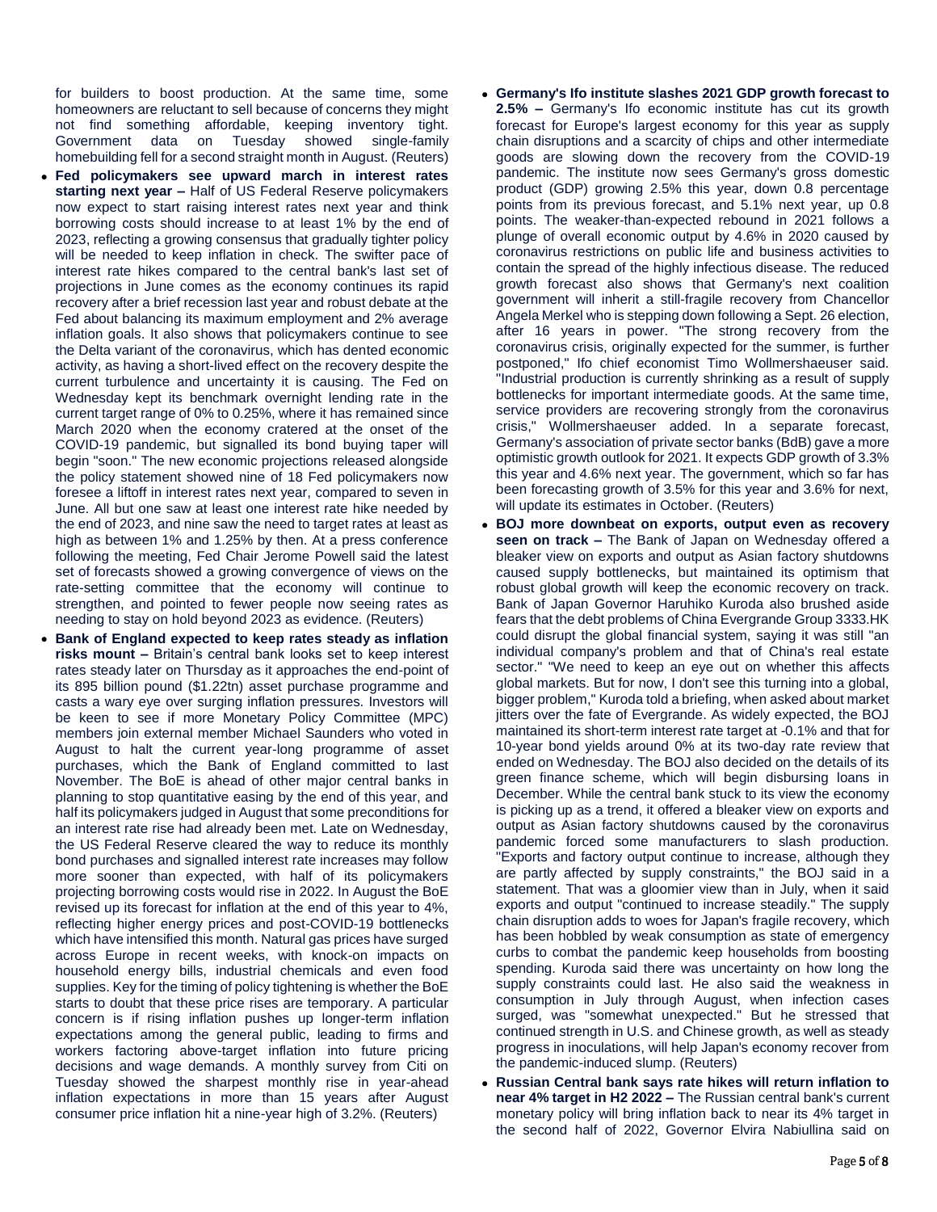for builders to boost production. At the same time, some homeowners are reluctant to sell because of concerns they might not find something affordable, keeping inventory tight. Government data on Tuesday showed single-family homebuilding fell for a second straight month in August. (Reuters)

- **Fed policymakers see upward march in interest rates starting next year –** Half of US Federal Reserve policymakers now expect to start raising interest rates next year and think borrowing costs should increase to at least 1% by the end of 2023, reflecting a growing consensus that gradually tighter policy will be needed to keep inflation in check. The swifter pace of interest rate hikes compared to the central bank's last set of projections in June comes as the economy continues its rapid recovery after a brief recession last year and robust debate at the Fed about balancing its maximum employment and 2% average inflation goals. It also shows that policymakers continue to see the Delta variant of the coronavirus, which has dented economic activity, as having a short-lived effect on the recovery despite the current turbulence and uncertainty it is causing. The Fed on Wednesday kept its benchmark overnight lending rate in the current target range of 0% to 0.25%, where it has remained since March 2020 when the economy cratered at the onset of the COVID-19 pandemic, but signalled its bond buying taper will begin "soon." The new economic projections released alongside the policy statement showed nine of 18 Fed policymakers now foresee a liftoff in interest rates next year, compared to seven in June. All but one saw at least one interest rate hike needed by the end of 2023, and nine saw the need to target rates at least as high as between 1% and 1.25% by then. At a press conference following the meeting, Fed Chair Jerome Powell said the latest set of forecasts showed a growing convergence of views on the rate-setting committee that the economy will continue to strengthen, and pointed to fewer people now seeing rates as needing to stay on hold beyond 2023 as evidence. (Reuters)
- **Bank of England expected to keep rates steady as inflation risks mount –** Britain's central bank looks set to keep interest rates steady later on Thursday as it approaches the end-point of its 895 billion pound ($1.22tn) asset purchase programme and casts a wary eye over surging inflation pressures. Investors will be keen to see if more Monetary Policy Committee (MPC) members join external member Michael Saunders who voted in August to halt the current year-long programme of asset purchases, which the Bank of England committed to last November. The BoE is ahead of other major central banks in planning to stop quantitative easing by the end of this year, and half its policymakers judged in August that some preconditions for an interest rate rise had already been met. Late on Wednesday, the US Federal Reserve cleared the way to reduce its monthly bond purchases and signalled interest rate increases may follow more sooner than expected, with half of its policymakers projecting borrowing costs would rise in 2022. In August the BoE revised up its forecast for inflation at the end of this year to 4%, reflecting higher energy prices and post-COVID-19 bottlenecks which have intensified this month. Natural gas prices have surged across Europe in recent weeks, with knock-on impacts on household energy bills, industrial chemicals and even food supplies. Key for the timing of policy tightening is whether the BoE starts to doubt that these price rises are temporary. A particular concern is if rising inflation pushes up longer-term inflation expectations among the general public, leading to firms and workers factoring above-target inflation into future pricing decisions and wage demands. A monthly survey from Citi on Tuesday showed the sharpest monthly rise in year-ahead inflation expectations in more than 15 years after August consumer price inflation hit a nine-year high of 3.2%. (Reuters)
- **Germany's Ifo institute slashes 2021 GDP growth forecast to 2.5% –** Germany's Ifo economic institute has cut its growth forecast for Europe's largest economy for this year as supply chain disruptions and a scarcity of chips and other intermediate goods are slowing down the recovery from the COVID-19 pandemic. The institute now sees Germany's gross domestic product (GDP) growing 2.5% this year, down 0.8 percentage points from its previous forecast, and 5.1% next year, up 0.8 points. The weaker-than-expected rebound in 2021 follows a plunge of overall economic output by 4.6% in 2020 caused by coronavirus restrictions on public life and business activities to contain the spread of the highly infectious disease. The reduced growth forecast also shows that Germany's next coalition government will inherit a still-fragile recovery from Chancellor Angela Merkel who is stepping down following a Sept. 26 election, after 16 years in power. "The strong recovery from the coronavirus crisis, originally expected for the summer, is further postponed," Ifo chief economist Timo Wollmershaeuser said. "Industrial production is currently shrinking as a result of supply bottlenecks for important intermediate goods. At the same time, service providers are recovering strongly from the coronavirus crisis," Wollmershaeuser added. In a separate forecast, Germany's association of private sector banks (BdB) gave a more optimistic growth outlook for 2021. It expects GDP growth of 3.3% this year and 4.6% next year. The government, which so far has been forecasting growth of 3.5% for this year and 3.6% for next, will update its estimates in October. (Reuters)
- **BOJ more downbeat on exports, output even as recovery seen on track –** The Bank of Japan on Wednesday offered a bleaker view on exports and output as Asian factory shutdowns caused supply bottlenecks, but maintained its optimism that robust global growth will keep the economic recovery on track. Bank of Japan Governor Haruhiko Kuroda also brushed aside fears that the debt problems of China Evergrande Group 3333.HK could disrupt the global financial system, saying it was still "an individual company's problem and that of China's real estate sector." "We need to keep an eye out on whether this affects global markets. But for now, I don't see this turning into a global, bigger problem," Kuroda told a briefing, when asked about market jitters over the fate of Evergrande. As widely expected, the BOJ maintained its short-term interest rate target at -0.1% and that for 10-year bond yields around 0% at its two-day rate review that ended on Wednesday. The BOJ also decided on the details of its green finance scheme, which will begin disbursing loans in December. While the central bank stuck to its view the economy is picking up as a trend, it offered a bleaker view on exports and output as Asian factory shutdowns caused by the coronavirus pandemic forced some manufacturers to slash production. "Exports and factory output continue to increase, although they are partly affected by supply constraints," the BOJ said in a statement. That was a gloomier view than in July, when it said exports and output "continued to increase steadily." The supply chain disruption adds to woes for Japan's fragile recovery, which has been hobbled by weak consumption as state of emergency curbs to combat the pandemic keep households from boosting spending. Kuroda said there was uncertainty on how long the supply constraints could last. He also said the weakness in consumption in July through August, when infection cases surged, was "somewhat unexpected." But he stressed that continued strength in U.S. and Chinese growth, as well as steady progress in inoculations, will help Japan's economy recover from the pandemic-induced slump. (Reuters)
- **Russian Central bank says rate hikes will return inflation to near 4% target in H2 2022 –** The Russian central bank's current monetary policy will bring inflation back to near its 4% target in the second half of 2022, Governor Elvira Nabiullina said on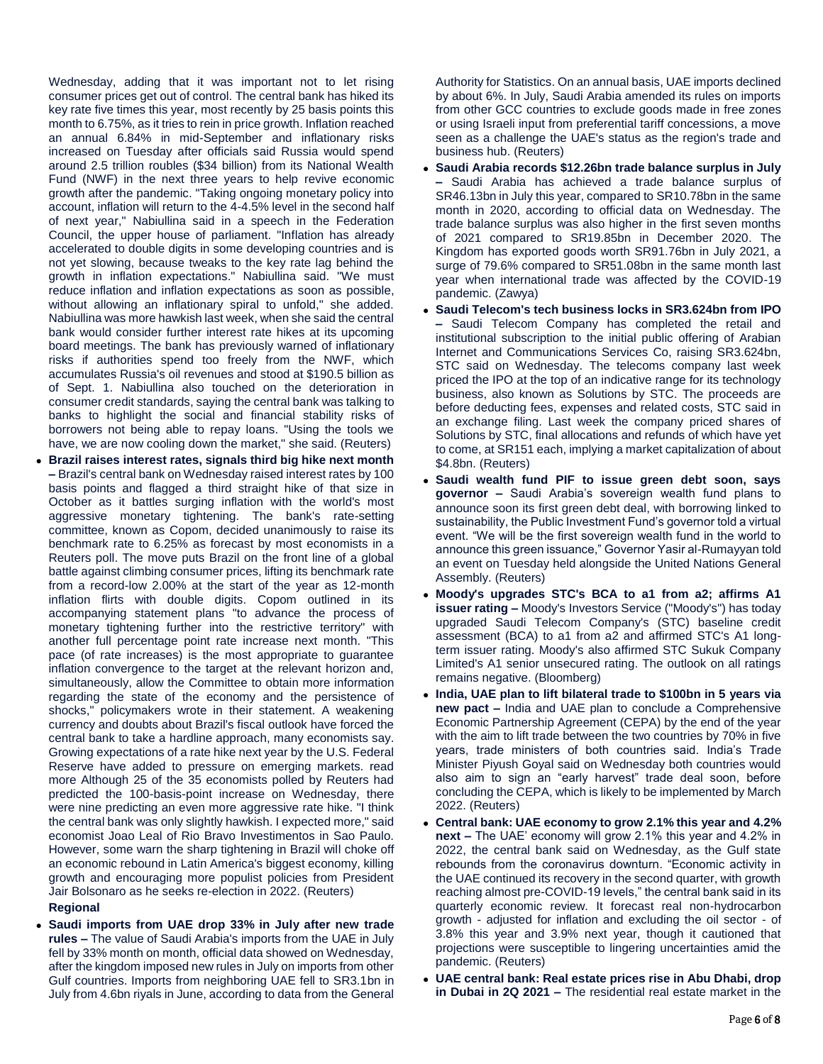Wednesday, adding that it was important not to let rising consumer prices get out of control. The central bank has hiked its key rate five times this year, most recently by 25 basis points this month to 6.75%, as it tries to rein in price growth. Inflation reached an annual 6.84% in mid-September and inflationary risks increased on Tuesday after officials said Russia would spend around 2.5 trillion roubles ($34 billion) from its National Wealth Fund (NWF) in the next three years to help revive economic growth after the pandemic. "Taking ongoing monetary policy into account, inflation will return to the 4-4.5% level in the second half of next year," Nabiullina said in a speech in the Federation Council, the upper house of parliament. "Inflation has already accelerated to double digits in some developing countries and is not yet slowing, because tweaks to the key rate lag behind the growth in inflation expectations." Nabiullina said. "We must reduce inflation and inflation expectations as soon as possible, without allowing an inflationary spiral to unfold," she added. Nabiullina was more hawkish last week, when she said the central bank would consider further interest rate hikes at its upcoming board meetings. The bank has previously warned of inflationary risks if authorities spend too freely from the NWF, which accumulates Russia's oil revenues and stood at $190.5 billion as of Sept. 1. Nabiullina also touched on the deterioration in consumer credit standards, saying the central bank was talking to banks to highlight the social and financial stability risks of borrowers not being able to repay loans. "Using the tools we have, we are now cooling down the market," she said. (Reuters)

- **Brazil raises interest rates, signals third big hike next month –** Brazil's central bank on Wednesday raised interest rates by 100 basis points and flagged a third straight hike of that size in October as it battles surging inflation with the world's most aggressive monetary tightening. The bank's rate-setting committee, known as Copom, decided unanimously to raise its benchmark rate to 6.25% as forecast by most economists in a Reuters poll. The move puts Brazil on the front line of a global battle against climbing consumer prices, lifting its benchmark rate from a record-low 2.00% at the start of the year as 12-month inflation flirts with double digits. Copom outlined in its accompanying statement plans "to advance the process of monetary tightening further into the restrictive territory" with another full percentage point rate increase next month. "This pace (of rate increases) is the most appropriate to guarantee inflation convergence to the target at the relevant horizon and, simultaneously, allow the Committee to obtain more information regarding the state of the economy and the persistence of shocks," policymakers wrote in their statement. A weakening currency and doubts about Brazil's fiscal outlook have forced the central bank to take a hardline approach, many economists say. Growing expectations of a rate hike next year by the U.S. Federal Reserve have added to pressure on emerging markets. read more Although 25 of the 35 economists polled by Reuters had predicted the 100-basis-point increase on Wednesday, there were nine predicting an even more aggressive rate hike. "I think the central bank was only slightly hawkish. I expected more," said economist Joao Leal of Rio Bravo Investimentos in Sao Paulo. However, some warn the sharp tightening in Brazil will choke off an economic rebound in Latin America's biggest economy, killing growth and encouraging more populist policies from President Jair Bolsonaro as he seeks re-election in 2022. (Reuters)

**Regional**

- **Saudi imports from UAE drop 33% in July after new trade rules –** The value of Saudi Arabia's imports from the UAE in July fell by 33% month on month, official data showed on Wednesday, after the kingdom imposed new rules in July on imports from other Gulf countries. Imports from neighboring UAE fell to SR3.1bn in July from 4.6bn riyals in June, according to data from the General Authority for Statistics. On an annual basis, UAE imports declined by about 6%. In July, Saudi Arabia amended its rules on imports from other GCC countries to exclude goods made in free zones or using Israeli input from preferential tariff concessions, a move seen as a challenge the UAE's status as the region's trade and business hub. (Reuters)
- **Saudi Arabia records $12.26bn trade balance surplus in July –** Saudi Arabia has achieved a trade balance surplus of SR46.13bn in July this year, compared to SR10.78bn in the same month in 2020, according to official data on Wednesday. The trade balance surplus was also higher in the first seven months of 2021 compared to SR19.85bn in December 2020. The Kingdom has exported goods worth SR91.76bn in July 2021, a surge of 79.6% compared to SR51.08bn in the same month last year when international trade was affected by the COVID-19 pandemic. (Zawya)
- **Saudi Telecom's tech business locks in SR3.624bn from IPO –** Saudi Telecom Company has completed the retail and institutional subscription to the initial public offering of Arabian Internet and Communications Services Co, raising SR3.624bn, STC said on Wednesday. The telecoms company last week priced the IPO at the top of an indicative range for its technology business, also known as Solutions by STC. The proceeds are before deducting fees, expenses and related costs, STC said in an exchange filing. Last week the company priced shares of Solutions by STC, final allocations and refunds of which have yet to come, at SR151 each, implying a market capitalization of about $4.8bn. (Reuters)
- **Saudi wealth fund PIF to issue green debt soon, says governor –** Saudi Arabia's sovereign wealth fund plans to announce soon its first green debt deal, with borrowing linked to sustainability, the Public Investment Fund's governor told a virtual event. "We will be the first sovereign wealth fund in the world to announce this green issuance," Governor Yasir al-Rumayyan told an event on Tuesday held alongside the United Nations General Assembly. (Reuters)
- **Moody's upgrades STC's BCA to a1 from a2; affirms A1 issuer rating –** Moody's Investors Service ("Moody's") has today upgraded Saudi Telecom Company's (STC) baseline credit assessment (BCA) to a1 from a2 and affirmed STC's A1 long-term issuer rating. Moody's also affirmed STC Sukuk Company Limited's A1 senior unsecured rating. The outlook on all ratings remains negative. (Bloomberg)
- **India, UAE plan to lift bilateral trade to $100bn in 5 years via new pact –** India and UAE plan to conclude a Comprehensive Economic Partnership Agreement (CEPA) by the end of the year with the aim to lift trade between the two countries by 70% in five years, trade ministers of both countries said. India's Trade Minister Piyush Goyal said on Wednesday both countries would also aim to sign an "early harvest" trade deal soon, before concluding the CEPA, which is likely to be implemented by March 2022. (Reuters)
- **Central bank: UAE economy to grow 2.1% this year and 4.2% next –** The UAE' economy will grow 2.1% this year and 4.2% in 2022, the central bank said on Wednesday, as the Gulf state rebounds from the coronavirus downturn. "Economic activity in the UAE continued its recovery in the second quarter, with growth reaching almost pre-COVID-19 levels," the central bank said in its quarterly economic review. It forecast real non-hydrocarbon growth - adjusted for inflation and excluding the oil sector - of 3.8% this year and 3.9% next year, though it cautioned that projections were susceptible to lingering uncertainties amid the pandemic. (Reuters)
- **UAE central bank: Real estate prices rise in Abu Dhabi, drop in Dubai in 2Q 2021 –** The residential real estate market in the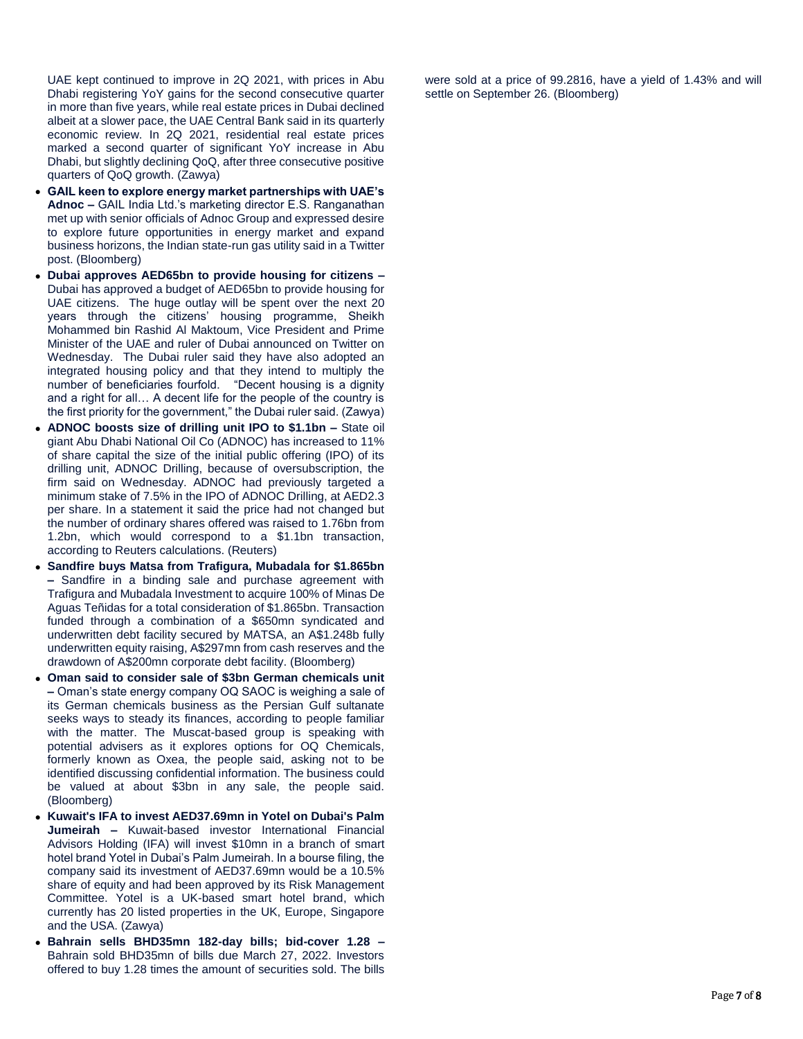UAE kept continued to improve in 2Q 2021, with prices in Abu Dhabi registering YoY gains for the second consecutive quarter in more than five years, while real estate prices in Dubai declined albeit at a slower pace, the UAE Central Bank said in its quarterly economic review. In 2Q 2021, residential real estate prices marked a second quarter of significant YoY increase in Abu Dhabi, but slightly declining QoQ, after three consecutive positive quarters of QoQ growth. (Zawya)

- **GAIL keen to explore energy market partnerships with UAE's Adnoc –** GAIL India Ltd.'s marketing director E.S. Ranganathan met up with senior officials of Adnoc Group and expressed desire to explore future opportunities in energy market and expand business horizons, the Indian state-run gas utility said in a Twitter post. (Bloomberg)
- **Dubai approves AED65bn to provide housing for citizens –** Dubai has approved a budget of AED65bn to provide housing for UAE citizens. The huge outlay will be spent over the next 20 years through the citizens' housing programme, Sheikh Mohammed bin Rashid Al Maktoum, Vice President and Prime Minister of the UAE and ruler of Dubai announced on Twitter on Wednesday. The Dubai ruler said they have also adopted an integrated housing policy and that they intend to multiply the number of beneficiaries fourfold. "Decent housing is a dignity and a right for all… A decent life for the people of the country is the first priority for the government," the Dubai ruler said. (Zawya)
- **ADNOC boosts size of drilling unit IPO to $1.1bn –** State oil giant Abu Dhabi National Oil Co (ADNOC) has increased to 11% of share capital the size of the initial public offering (IPO) of its drilling unit, ADNOC Drilling, because of oversubscription, the firm said on Wednesday. ADNOC had previously targeted a minimum stake of 7.5% in the IPO of ADNOC Drilling, at AED2.3 per share. In a statement it said the price had not changed but the number of ordinary shares offered was raised to 1.76bn from 1.2bn, which would correspond to a $1.1bn transaction, according to Reuters calculations. (Reuters)
- **Sandfire buys Matsa from Trafigura, Mubadala for $1.865bn –** Sandfire in a binding sale and purchase agreement with Trafigura and Mubadala Investment to acquire 100% of Minas De Aguas Teñidas for a total consideration of $1.865bn. Transaction funded through a combination of a $650mn syndicated and underwritten debt facility secured by MATSA, an A$1.248b fully underwritten equity raising, A$297mn from cash reserves and the drawdown of A$200mn corporate debt facility. (Bloomberg)
- **Oman said to consider sale of $3bn German chemicals unit –** Oman's state energy company OQ SAOC is weighing a sale of its German chemicals business as the Persian Gulf sultanate seeks ways to steady its finances, according to people familiar with the matter. The Muscat-based group is speaking with potential advisers as it explores options for OQ Chemicals, formerly known as Oxea, the people said, asking not to be identified discussing confidential information. The business could be valued at about $3bn in any sale, the people said. (Bloomberg)
- **Kuwait's IFA to invest AED37.69mn in Yotel on Dubai's Palm Jumeirah –** Kuwait-based investor International Financial Advisors Holding (IFA) will invest $10mn in a branch of smart hotel brand Yotel in Dubai's Palm Jumeirah. In a bourse filing, the company said its investment of AED37.69mn would be a 10.5% share of equity and had been approved by its Risk Management Committee. Yotel is a UK-based smart hotel brand, which currently has 20 listed properties in the UK, Europe, Singapore and the USA. (Zawya)
- **Bahrain sells BHD35mn 182-day bills; bid-cover 1.28 –** Bahrain sold BHD35mn of bills due March 27, 2022. Investors offered to buy 1.28 times the amount of securities sold. The bills were sold at a price of 99.2816, have a yield of 1.43% and will settle on September 26. (Bloomberg)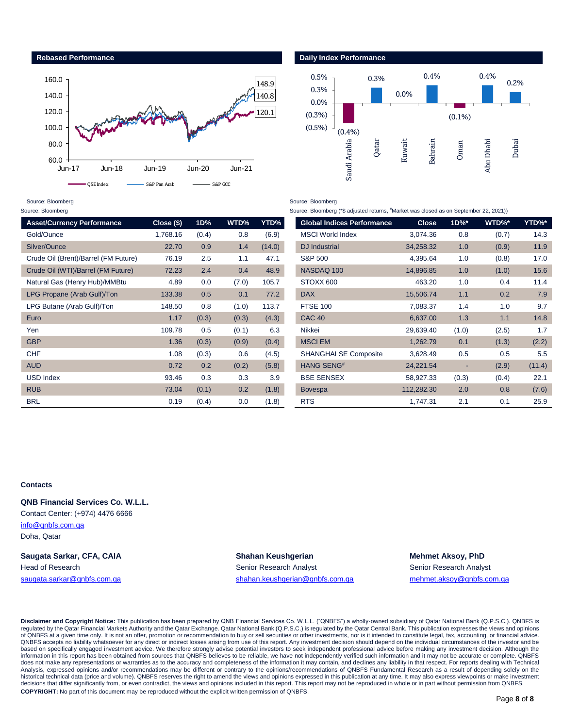### Rebased Performance

160.0
140.0
120.0
100.0
80.0
60.0

Jun-17 Jun-18 Jun-19 Jun-20 Jun-21

148.9
140.8
120.1

QSE Index — S&P Pan Arab — S&P GCC

Source: Bloomberg

### Daily Index Performance

0.5%
0.3%
0.0%
(0.3%)
(0.5%)

(0.4%) Saudi Arabia
0.3% Qatar
0.0% Kuwait
0.4% Bahrain
(0.1%) Oman
0.4% Abu Dhabi
0.2% Dubai

Source: Bloomberg

Source: Bloomberg

| Asset/Currency Performance | Close ($) | 1D% | WTD% | YTD% |
|---|---|---|---|---|
| Gold/Ounce | 1,768.16 | (0.4) | 0.8 | (6.9) |
| Silver/Ounce | 22.70 | 0.9 | 1.4 | (14.0) |
| Crude Oil (Brent)/Barrel (FM Future) | 76.19 | 2.5 | 1.1 | 47.1 |
| Crude Oil (WTI)/Barrel (FM Future) | 72.23 | 2.4 | 0.4 | 48.9 |
| Natural Gas (Henry Hub)/MMBtu | 4.89 | 0.0 | (7.0) | 105.7 |
| LPG Propane (Arab Gulf)/Ton | 133.38 | 0.5 | 0.1 | 77.2 |
| LPG Butane (Arab Gulf)/Ton | 148.50 | 0.8 | (1.0) | 113.7 |
| Euro | 1.17 | (0.3) | (0.3) | (4.3) |
| Yen | 109.78 | 0.5 | (0.1) | 6.3 |
| GBP | 1.36 | (0.3) | (0.9) | (0.4) |
| CHF | 1.08 | (0.3) | 0.6 | (4.5) |
| AUD | 0.72 | 0.2 | (0.2) | (5.8) |
| USD Index | 93.46 | 0.3 | 0.3 | 3.9 |
| RUB | 73.04 | (0.1) | 0.2 | (1.8) |
| BRL | 0.19 | (0.4) | 0.0 | (1.8) |

Source: Bloomberg (*$ adjusted returns, #Market was closed as on September 22, 2021))

| Global Indices Performance | Close | 1D%* | WTD%* | YTD%* |
|---|---|---|---|---|
| MSCI World Index | 3,074.36 | 0.8 | (0.7) | 14.3 |
| DJ Industrial | 34,258.32 | 1.0 | (0.9) | 11.9 |
| S&P 500 | 4,395.64 | 1.0 | (0.8) | 17.0 |
| NASDAQ 100 | 14,896.85 | 1.0 | (1.0) | 15.6 |
| STOXX 600 | 463.20 | 1.0 | 0.4 | 11.4 |
| DAX | 15,506.74 | 1.1 | 0.2 | 7.9 |
| FTSE 100 | 7,083.37 | 1.4 | 1.0 | 9.7 |
| CAC 40 | 6,637.00 | 1.3 | 1.1 | 14.8 |
| Nikkei | 29,639.40 | (1.0) | (2.5) | 1.7 |
| MSCI EM | 1,262.79 | 0.1 | (1.3) | (2.2) |
| SHANGHAI SE Composite | 3,628.49 | 0.5 | 0.5 | 5.5 |
| HANG SENG# | 24,221.54 | - | (2.9) | (11.4) |
| BSE SENSEX | 58,927.33 | (0.3) | (0.4) | 22.1 |
| Bovespa | 112,282.30 | 2.0 | 0.8 | (7.6) |
| RTS | 1,747.31 | 2.1 | 0.1 | 25.9 |

**Contacts**

**QNB Financial Services Co. W.L.L.**
Contact Center: (+974) 4476 6666
info@qnbfs.com.qa
Doha, Qatar

**Saugata Sarkar, CFA, CAIA**
Head of Research
saugata.sarkar@qnbfs.com.qa

**Shahan Keushgerian**
Senior Research Analyst
shahan.keushgerian@qnbfs.com.qa

**Mehmet Aksoy, PhD**
Senior Research Analyst
mehmet.aksoy@qnbfs.com.qa

**Disclaimer and Copyright Notice:** This publication has been prepared by QNB Financial Services Co. W.L.L. ("QNBFS") a wholly-owned subsidiary of Qatar National Bank (Q.P.S.C.). QNBFS is regulated by the Qatar Financial Markets Authority and the Qatar Exchange. Qatar National Bank (Q.P.S.C.) is regulated by the Qatar Central Bank. This publication expresses the views and opinions of QNBFS at a given time only. It is not an offer, promotion or recommendation to buy or sell securities or other investments, nor is it intended to constitute legal, tax, accounting, or financial advice. QNBFS accepts no liability whatsoever for any direct or indirect losses arising from use of this report. Any investment decision should depend on the individual circumstances of the investor and be based on specifically engaged investment advice. We therefore strongly advise potential investors to seek independent professional advice before making any investment decision. Although the information in this report has been obtained from sources that QNBFS believes to be reliable, we have not independently verified such information and it may not be accurate or complete. QNBFS does not make any representations or warranties as to the accuracy and completeness of the information it may contain, and declines any liability in that respect. For reports dealing with Technical Analysis, expressed opinions and/or recommendations may be different or contrary to the opinions/recommendations of QNBFS Fundamental Research as a result of depending solely on the historical technical data (price and volume). QNBFS reserves the right to amend the views and opinions expressed in this publication at any time. It may also express viewpoints or make investment decisions that differ significantly from, or even contradict, the views and opinions included in this report. This report may not be reproduced in whole or in part without permission from QNBFS.

**COPYRIGHT:** No part of this document may be reproduced without the explicit written permission of QNBFS.